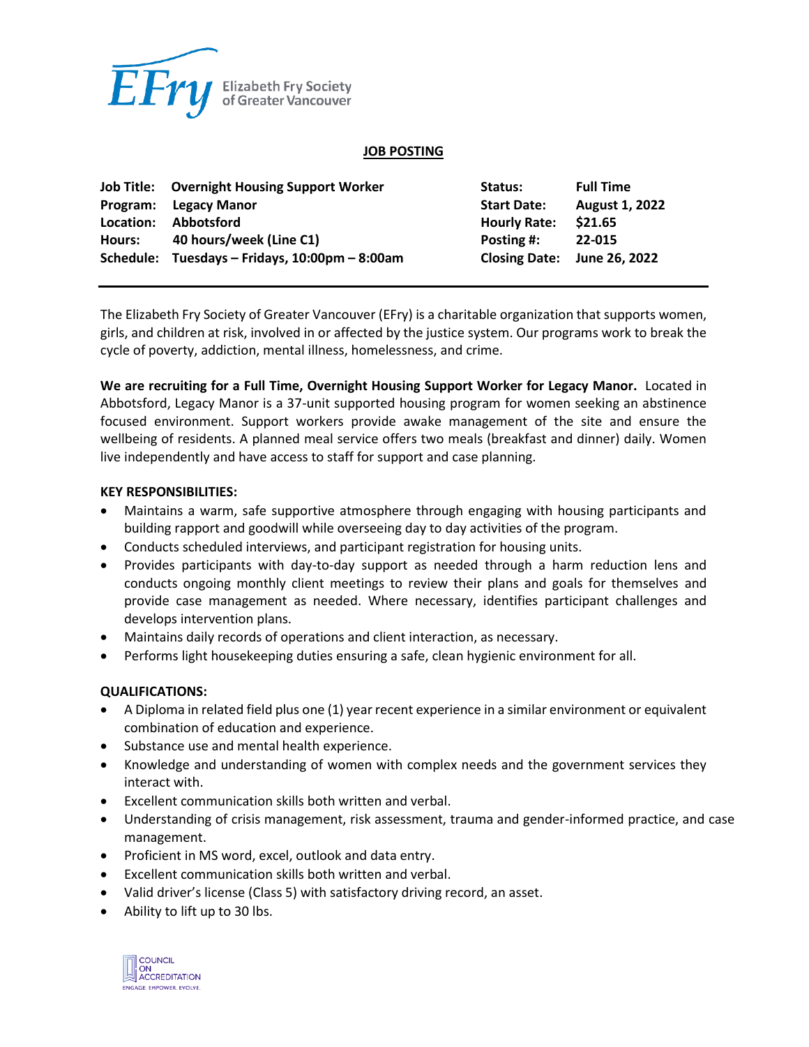EFry Elizabeth Fry Society of Greater Vancouver

**JOB POSTING**

| | | | |
|---|---|---|---|
| **Job Title:** | **Overnight Housing Support Worker** | **Status:** | **Full Time** |
| **Program:** | **Legacy Manor** | **Start Date:** | **August 1, 2022** |
| **Location:** | **Abbotsford** | **Hourly Rate:** | **$21.65** |
| **Hours:** | **40 hours/week (Line C1)** | **Posting #:** | **22-015** |
| **Schedule:** | **Tuesdays – Fridays, 10:00pm – 8:00am** | **Closing Date:** | **June 26, 2022** |

The Elizabeth Fry Society of Greater Vancouver (EFry) is a charitable organization that supports women, girls, and children at risk, involved in or affected by the justice system. Our programs work to break the cycle of poverty, addiction, mental illness, homelessness, and crime.

**We are recruiting for a Full Time, Overnight Housing Support Worker for Legacy Manor.** Located in Abbotsford, Legacy Manor is a 37-unit supported housing program for women seeking an abstinence focused environment. Support workers provide awake management of the site and ensure the wellbeing of residents. A planned meal service offers two meals (breakfast and dinner) daily. Women live independently and have access to staff for support and case planning.

**KEY RESPONSIBILITIES:**

- Maintains a warm, safe supportive atmosphere through engaging with housing participants and building rapport and goodwill while overseeing day to day activities of the program.
- Conducts scheduled interviews, and participant registration for housing units.
- Provides participants with day-to-day support as needed through a harm reduction lens and conducts ongoing monthly client meetings to review their plans and goals for themselves and provide case management as needed. Where necessary, identifies participant challenges and develops intervention plans.
- Maintains daily records of operations and client interaction, as necessary.
- Performs light housekeeping duties ensuring a safe, clean hygienic environment for all.

**QUALIFICATIONS:**

- A Diploma in related field plus one (1) year recent experience in a similar environment or equivalent combination of education and experience.
- Substance use and mental health experience.
- Knowledge and understanding of women with complex needs and the government services they interact with.
- Excellent communication skills both written and verbal.
- Understanding of crisis management, risk assessment, trauma and gender-informed practice, and case management.
- Proficient in MS word, excel, outlook and data entry.
- Excellent communication skills both written and verbal.
- Valid driver's license (Class 5) with satisfactory driving record, an asset.
- Ability to lift up to 30 lbs.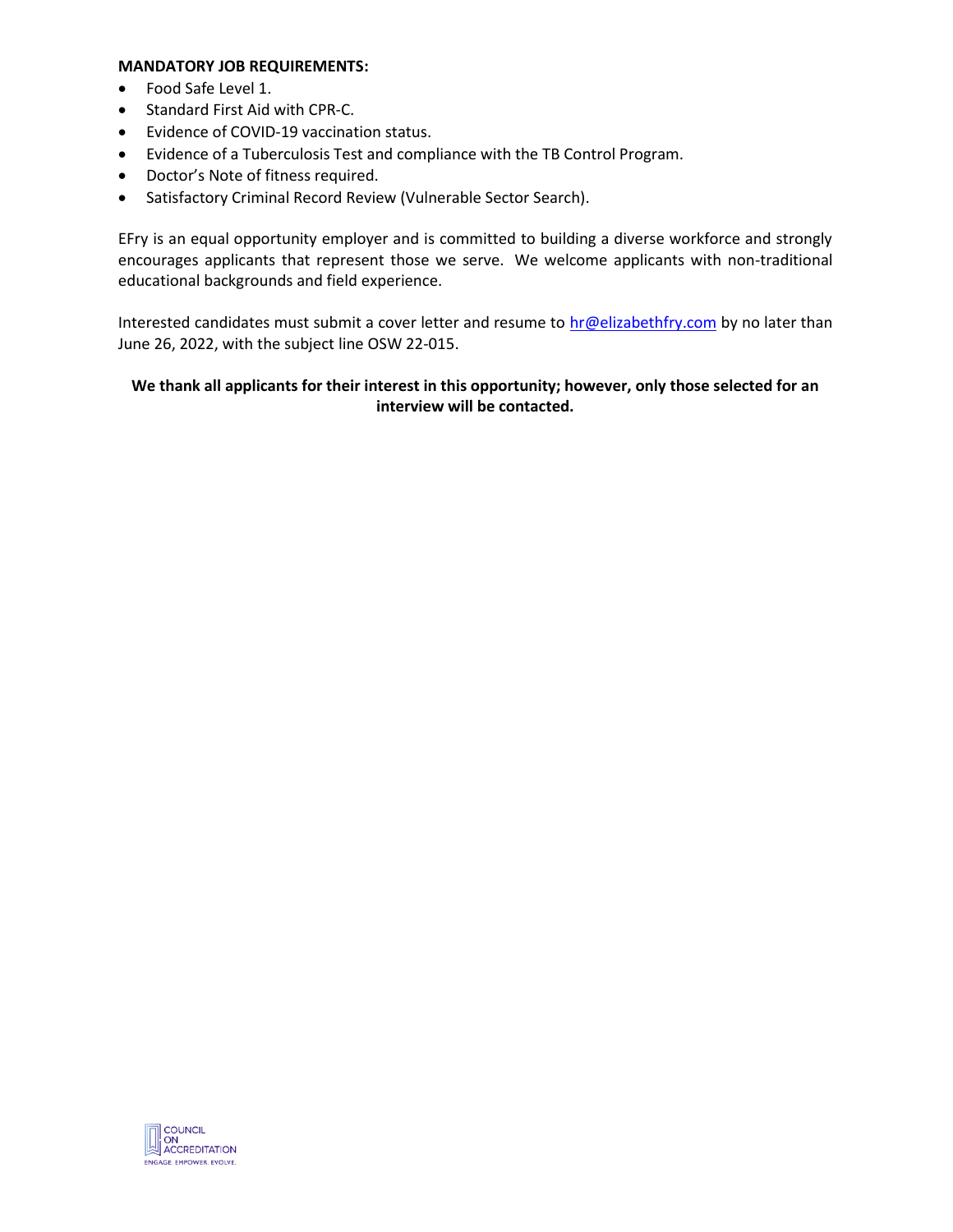**MANDATORY JOB REQUIREMENTS:**

- Food Safe Level 1.
- Standard First Aid with CPR-C.
- Evidence of COVID-19 vaccination status.
- Evidence of a Tuberculosis Test and compliance with the TB Control Program.
- Doctor's Note of fitness required.
- Satisfactory Criminal Record Review (Vulnerable Sector Search).

EFry is an equal opportunity employer and is committed to building a diverse workforce and strongly encourages applicants that represent those we serve. We welcome applicants with non-traditional educational backgrounds and field experience.

Interested candidates must submit a cover letter and resume to [hr@elizabethfry.com](mailto:hr@elizabethfry.com) by no later than June 26, 2022, with the subject line OSW 22-015.

**We thank all applicants for their interest in this opportunity; however, only those selected for an interview will be contacted.**

COUNCIL ON ACCREDITATION
ENGAGE. EMPOWER. EVOLVE.